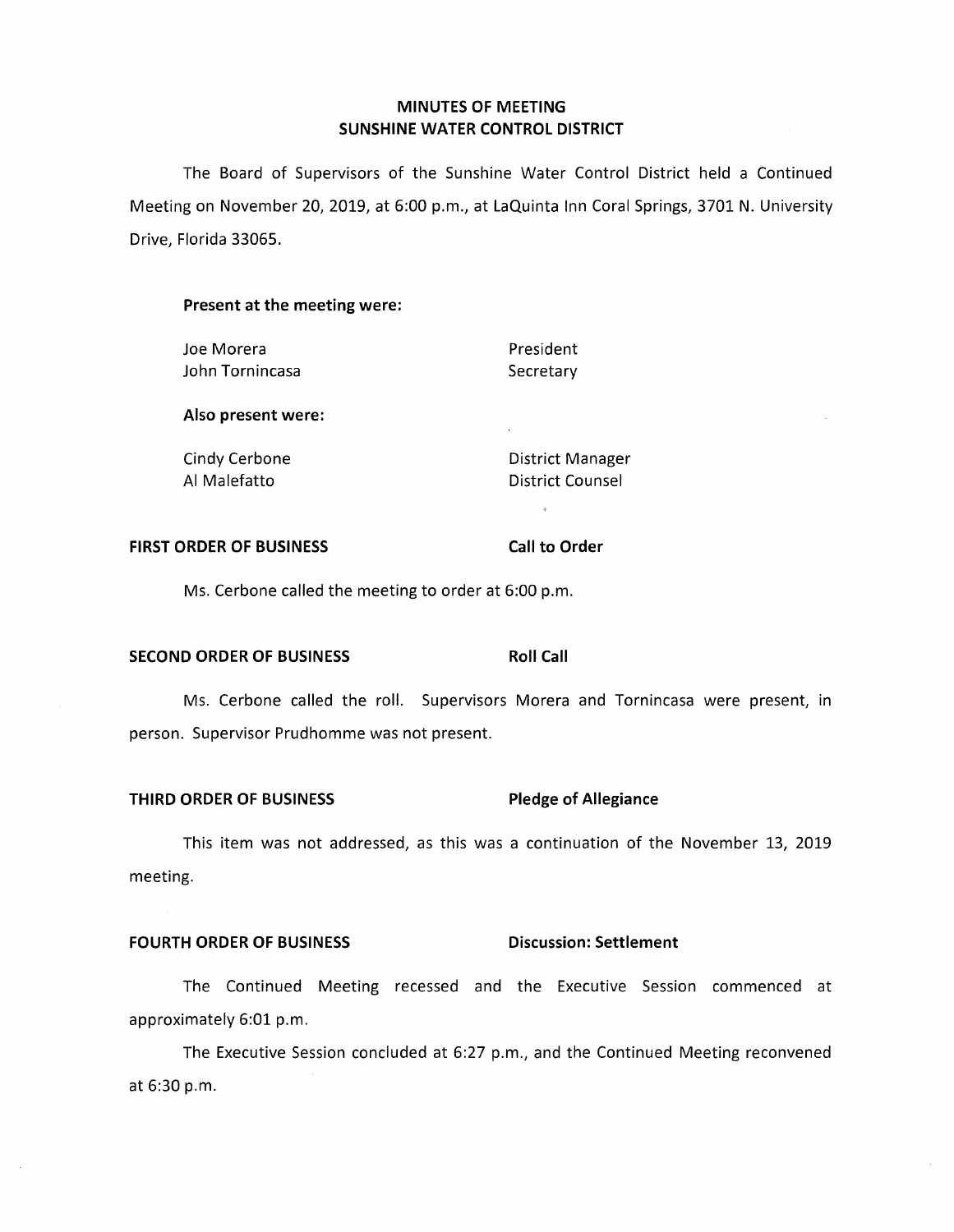# MINUTES OF MEETING
# SUNSHINE WATER CONTROL DISTRICT

The Board of Supervisors of the Sunshine Water Control District held a Continued Meeting on November 20, 2019, at 6:00 p.m., at LaQuinta Inn Coral Springs, 3701 N. University Drive, Florida 33065.

**Present at the meeting were:**

| | |
|---|---|
| Joe Morera | President |
| John Tornincasa | Secretary |

**Also present were:**

| | |
|---|---|
| Cindy Cerbone | District Manager |
| Al Malefatto | District Counsel |

**FIRST ORDER OF BUSINESS** **Call to Order**

Ms. Cerbone called the meeting to order at 6:00 p.m.

**SECOND ORDER OF BUSINESS** **Roll Call**

Ms. Cerbone called the roll. Supervisors Morera and Tornincasa were present, in person. Supervisor Prudhomme was not present.

**THIRD ORDER OF BUSINESS** **Pledge of Allegiance**

This item was not addressed, as this was a continuation of the November 13, 2019 meeting.

**FOURTH ORDER OF BUSINESS** **Discussion: Settlement**

The Continued Meeting recessed and the Executive Session commenced at approximately 6:01 p.m.

The Executive Session concluded at 6:27 p.m., and the Continued Meeting reconvened at 6:30 p.m.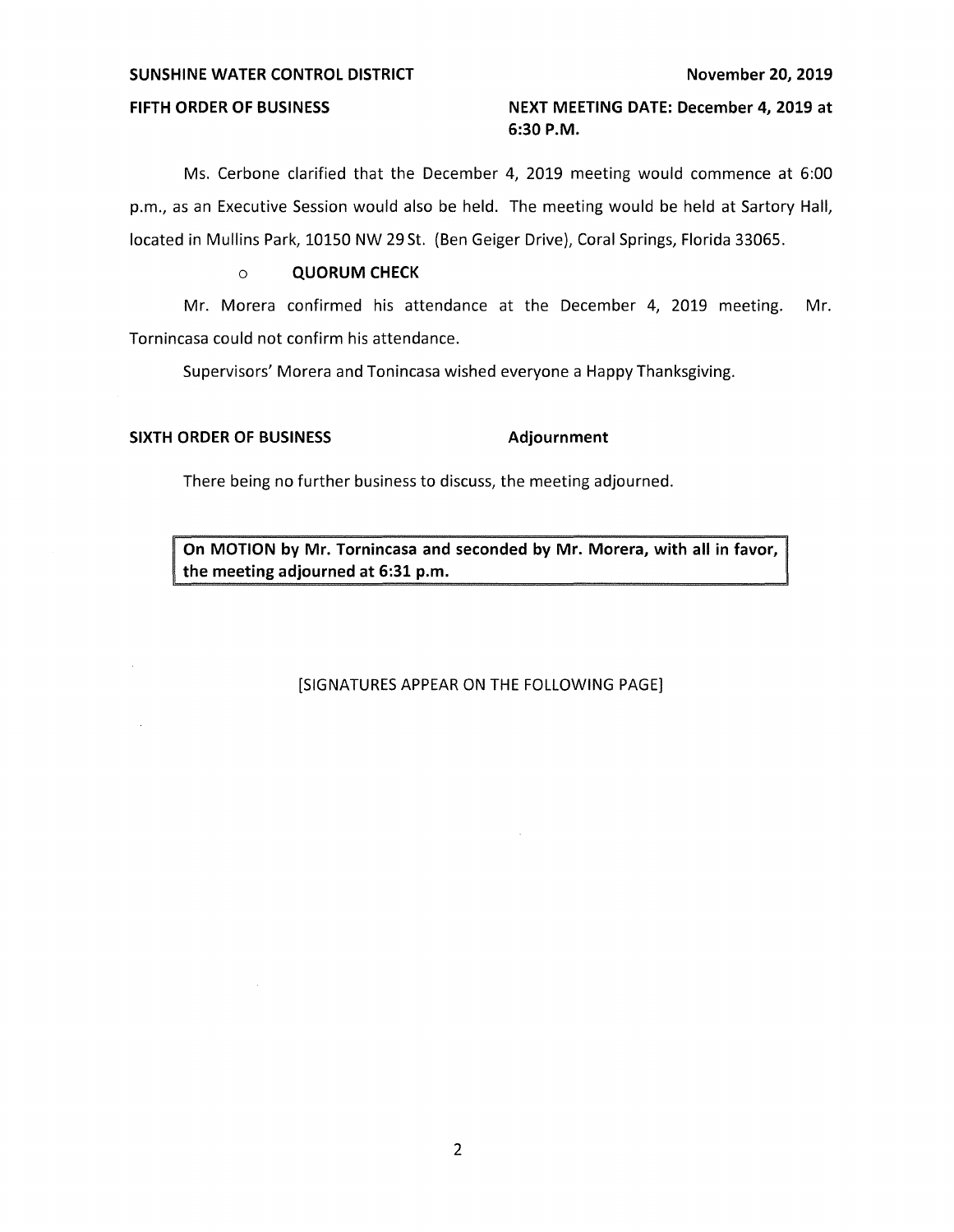**FIFTH ORDER OF BUSINESS** **NEXT MEETING DATE: December 4, 2019 at 6:30 P.M.**

Ms. Cerbone clarified that the December 4, 2019 meeting would commence at 6:00 p.m., as an Executive Session would also be held. The meeting would be held at Sartory Hall, located in Mullins Park, 10150 NW 29 St. (Ben Geiger Drive), Coral Springs, Florida 33065.

- **QUORUM CHECK**

Mr. Morera confirmed his attendance at the December 4, 2019 meeting. Mr. Tornincasa could not confirm his attendance.

Supervisors' Morera and Tonincasa wished everyone a Happy Thanksgiving.

**SIXTH ORDER OF BUSINESS** **Adjournment**

There being no further business to discuss, the meeting adjourned.

**On MOTION by Mr. Tornincasa and seconded by Mr. Morera, with all in favor, the meeting adjourned at 6:31 p.m.**

[SIGNATURES APPEAR ON THE FOLLOWING PAGE]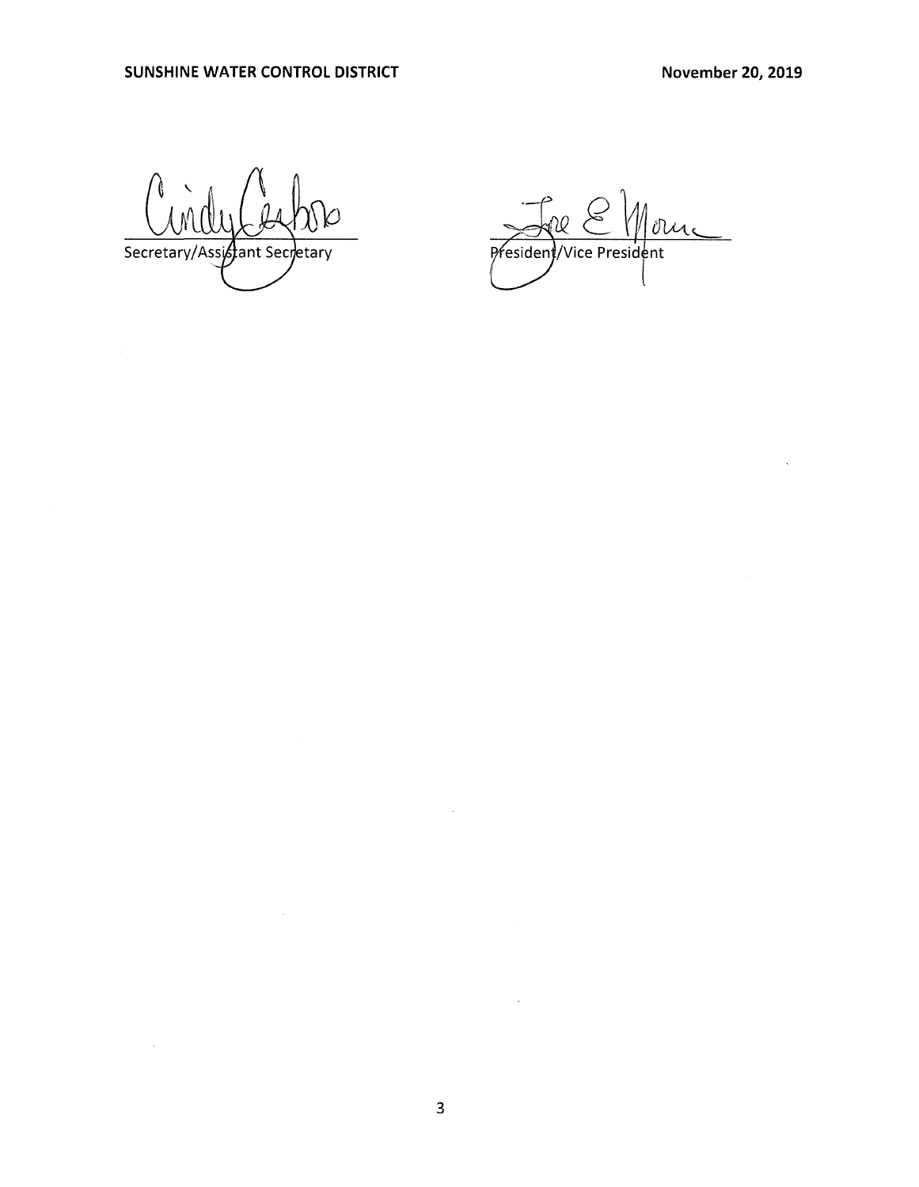Secretary/Assistant Secretary

President/Vice President